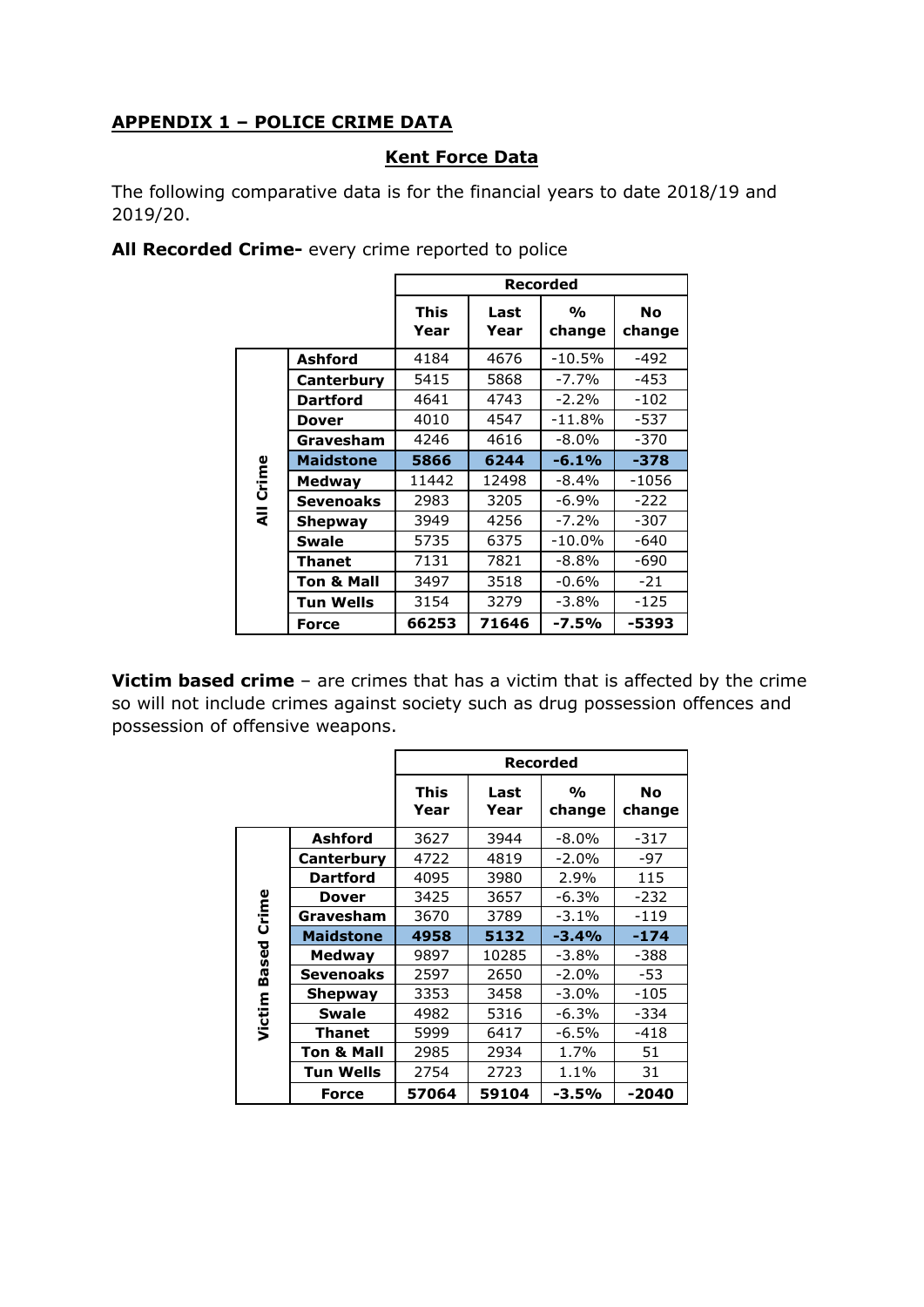## APPENDIX 1 – POLICE CRIME DATA

### Kent Force Data

The following comparative data is for the financial years to date 2018/19 and 2019/20.

**All Recorded Crime-** every crime reported to police

| | | Recorded | | | |
|---|---|---|---|---|---|
| | | This Year | Last Year | % change | No change |
| All Crime | Ashford | 4184 | 4676 | -10.5% | -492 |
| | Canterbury | 5415 | 5868 | -7.7% | -453 |
| | Dartford | 4641 | 4743 | -2.2% | -102 |
| | Dover | 4010 | 4547 | -11.8% | -537 |
| | Gravesham | 4246 | 4616 | -8.0% | -370 |
| | **Maidstone** | **5866** | **6244** | **-6.1%** | **-378** |
| | Medway | 11442 | 12498 | -8.4% | -1056 |
| | Sevenoaks | 2983 | 3205 | -6.9% | -222 |
| | Shepway | 3949 | 4256 | -7.2% | -307 |
| | Swale | 5735 | 6375 | -10.0% | -640 |
| | Thanet | 7131 | 7821 | -8.8% | -690 |
| | Ton & Mall | 3497 | 3518 | -0.6% | -21 |
| | Tun Wells | 3154 | 3279 | -3.8% | -125 |
| | Force | **66253** | **71646** | **-7.5%** | **-5393** |

**Victim based crime** – are crimes that has a victim that is affected by the crime so will not include crimes against society such as drug possession offences and possession of offensive weapons.

| | | Recorded | | | |
|---|---|---|---|---|---|
| | | This Year | Last Year | % change | No change |
| Victim Based Crime | Ashford | 3627 | 3944 | -8.0% | -317 |
| | Canterbury | 4722 | 4819 | -2.0% | -97 |
| | Dartford | 4095 | 3980 | 2.9% | 115 |
| | Dover | 3425 | 3657 | -6.3% | -232 |
| | Gravesham | 3670 | 3789 | -3.1% | -119 |
| | **Maidstone** | **4958** | **5132** | **-3.4%** | **-174** |
| | Medway | 9897 | 10285 | -3.8% | -388 |
| | Sevenoaks | 2597 | 2650 | -2.0% | -53 |
| | Shepway | 3353 | 3458 | -3.0% | -105 |
| | Swale | 4982 | 5316 | -6.3% | -334 |
| | Thanet | 5999 | 6417 | -6.5% | -418 |
| | Ton & Mall | 2985 | 2934 | 1.7% | 51 |
| | Tun Wells | 2754 | 2723 | 1.1% | 31 |
| | Force | **57064** | **59104** | **-3.5%** | **-2040** |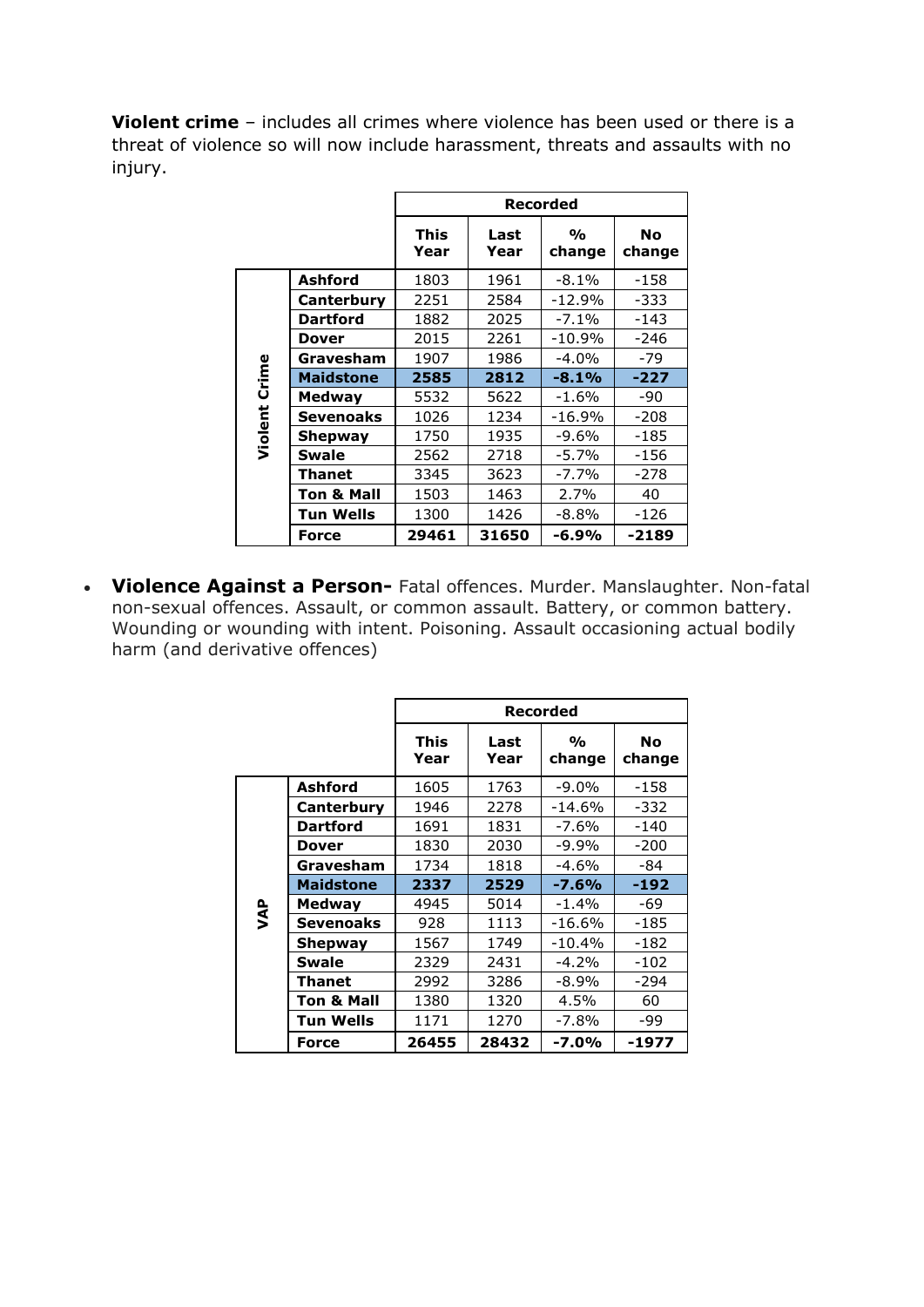**Violent crime** – includes all crimes where violence has been used or there is a threat of violence so will now include harassment, threats and assaults with no injury.

| | | Recorded | | | |
|---|---|---|---|---|---|
| | | This Year | Last Year | % change | No change |
| Violent Crime | **Ashford** | 1803 | 1961 | -8.1% | -158 |
| | **Canterbury** | 2251 | 2584 | -12.9% | -333 |
| | **Dartford** | 1882 | 2025 | -7.1% | -143 |
| | **Dover** | 2015 | 2261 | -10.9% | -246 |
| | **Gravesham** | 1907 | 1986 | -4.0% | -79 |
| | **Maidstone** | **2585** | **2812** | **-8.1%** | **-227** |
| | **Medway** | 5532 | 5622 | -1.6% | -90 |
| | **Sevenoaks** | 1026 | 1234 | -16.9% | -208 |
| | **Shepway** | 1750 | 1935 | -9.6% | -185 |
| | **Swale** | 2562 | 2718 | -5.7% | -156 |
| | **Thanet** | 3345 | 3623 | -7.7% | -278 |
| | **Ton & Mall** | 1503 | 1463 | 2.7% | 40 |
| | **Tun Wells** | 1300 | 1426 | -8.8% | -126 |
| | **Force** | **29461** | **31650** | **-6.9%** | **-2189** |

- **Violence Against a Person-** Fatal offences. Murder. Manslaughter. Non-fatal non-sexual offences. Assault, or common assault. Battery, or common battery. Wounding or wounding with intent. Poisoning. Assault occasioning actual bodily harm (and derivative offences)

| | | Recorded | | | |
|---|---|---|---|---|---|
| | | This Year | Last Year | % change | No change |
| VAP | **Ashford** | 1605 | 1763 | -9.0% | -158 |
| | **Canterbury** | 1946 | 2278 | -14.6% | -332 |
| | **Dartford** | 1691 | 1831 | -7.6% | -140 |
| | **Dover** | 1830 | 2030 | -9.9% | -200 |
| | **Gravesham** | 1734 | 1818 | -4.6% | -84 |
| | **Maidstone** | **2337** | **2529** | **-7.6%** | **-192** |
| | **Medway** | 4945 | 5014 | -1.4% | -69 |
| | **Sevenoaks** | 928 | 1113 | -16.6% | -185 |
| | **Shepway** | 1567 | 1749 | -10.4% | -182 |
| | **Swale** | 2329 | 2431 | -4.2% | -102 |
| | **Thanet** | 2992 | 3286 | -8.9% | -294 |
| | **Ton & Mall** | 1380 | 1320 | 4.5% | 60 |
| | **Tun Wells** | 1171 | 1270 | -7.8% | -99 |
| | **Force** | **26455** | **28432** | **-7.0%** | **-1977** |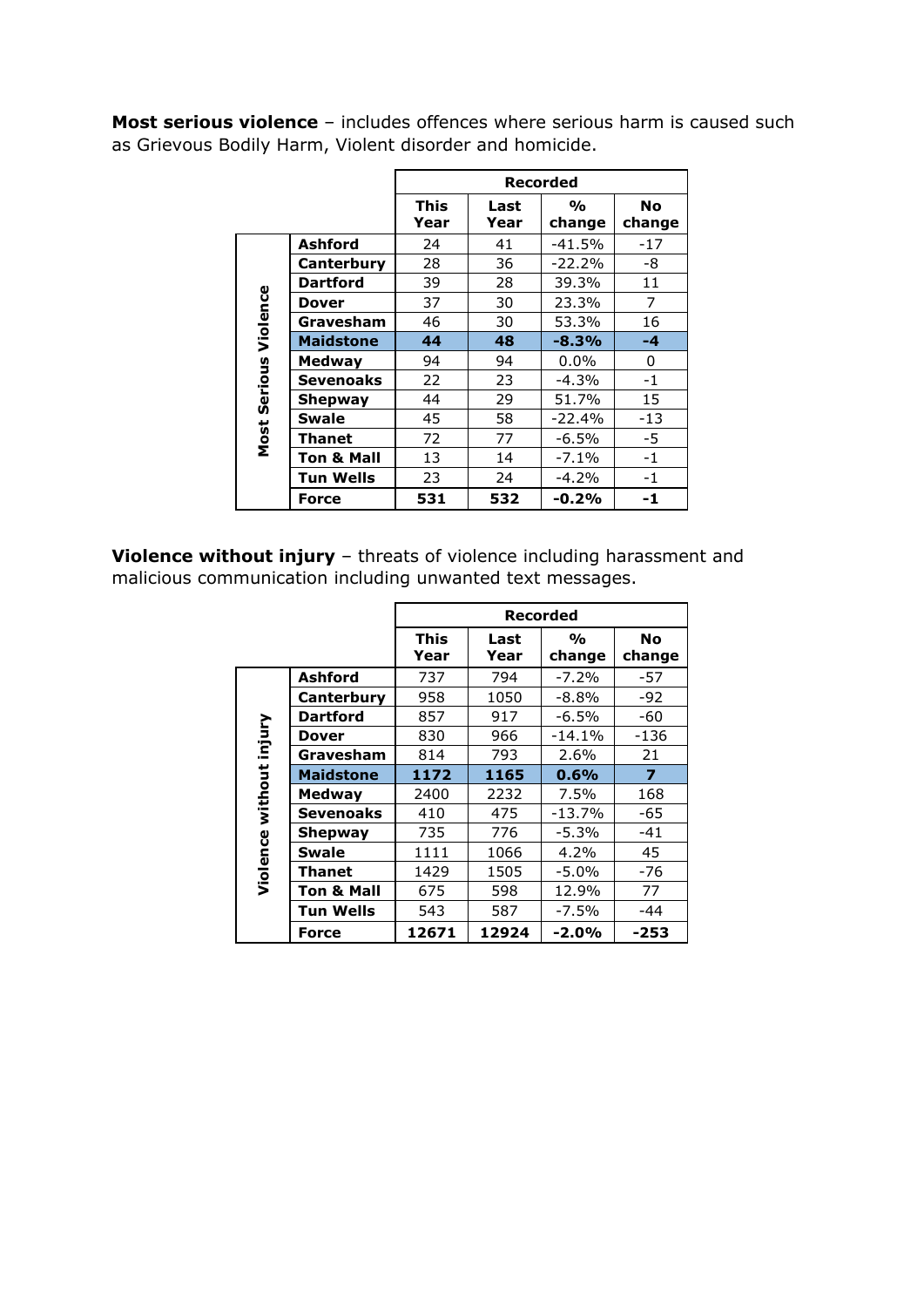**Most serious violence** – includes offences where serious harm is caused such as Grievous Bodily Harm, Violent disorder and homicide.

| | | Recorded | | | |
|---|---|---|---|---|---|
| | | This Year | Last Year | % change | No change |
| Most Serious Violence | Ashford | 24 | 41 | -41.5% | -17 |
| | Canterbury | 28 | 36 | -22.2% | -8 |
| | Dartford | 39 | 28 | 39.3% | 11 |
| | Dover | 37 | 30 | 23.3% | 7 |
| | Gravesham | 46 | 30 | 53.3% | 16 |
| | **Maidstone** | **44** | **48** | **-8.3%** | **-4** |
| | Medway | 94 | 94 | 0.0% | 0 |
| | Sevenoaks | 22 | 23 | -4.3% | -1 |
| | Shepway | 44 | 29 | 51.7% | 15 |
| | Swale | 45 | 58 | -22.4% | -13 |
| | Thanet | 72 | 77 | -6.5% | -5 |
| | Ton & Mall | 13 | 14 | -7.1% | -1 |
| | Tun Wells | 23 | 24 | -4.2% | -1 |
| | **Force** | **531** | **532** | **-0.2%** | **-1** |

**Violence without injury** – threats of violence including harassment and malicious communication including unwanted text messages.

| | | Recorded | | | |
|---|---|---|---|---|---|
| | | This Year | Last Year | % change | No change |
| Violence without injury | Ashford | 737 | 794 | -7.2% | -57 |
| | Canterbury | 958 | 1050 | -8.8% | -92 |
| | Dartford | 857 | 917 | -6.5% | -60 |
| | Dover | 830 | 966 | -14.1% | -136 |
| | Gravesham | 814 | 793 | 2.6% | 21 |
| | **Maidstone** | **1172** | **1165** | **0.6%** | **7** |
| | Medway | 2400 | 2232 | 7.5% | 168 |
| | Sevenoaks | 410 | 475 | -13.7% | -65 |
| | Shepway | 735 | 776 | -5.3% | -41 |
| | Swale | 1111 | 1066 | 4.2% | 45 |
| | Thanet | 1429 | 1505 | -5.0% | -76 |
| | Ton & Mall | 675 | 598 | 12.9% | 77 |
| | Tun Wells | 543 | 587 | -7.5% | -44 |
| | **Force** | **12671** | **12924** | **-2.0%** | **-253** |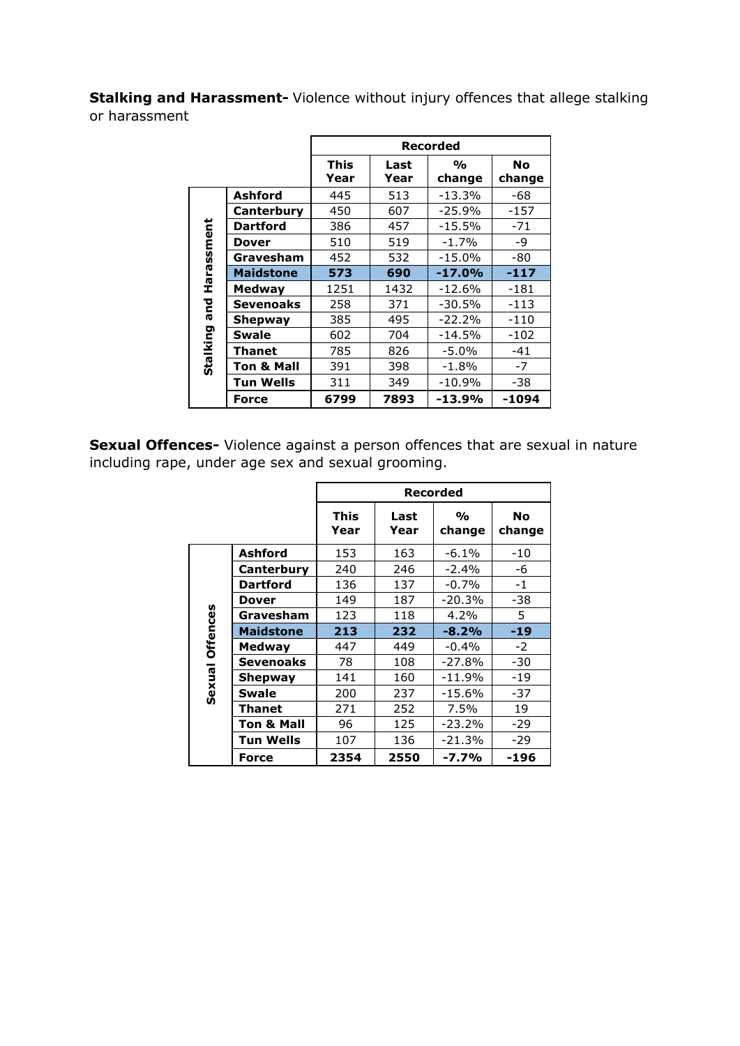**Stalking and Harassment-** Violence without injury offences that allege stalking or harassment

| | | Recorded | | | |
|---|---|---|---|---|---|
| | | This Year | Last Year | % change | No change |
| Stalking and Harassment | **Ashford** | 445 | 513 | -13.3% | -68 |
| | **Canterbury** | 450 | 607 | -25.9% | -157 |
| | **Dartford** | 386 | 457 | -15.5% | -71 |
| | **Dover** | 510 | 519 | -1.7% | -9 |
| | **Gravesham** | 452 | 532 | -15.0% | -80 |
| | **Maidstone** | **573** | **690** | **-17.0%** | **-117** |
| | **Medway** | 1251 | 1432 | -12.6% | -181 |
| | **Sevenoaks** | 258 | 371 | -30.5% | -113 |
| | **Shepway** | 385 | 495 | -22.2% | -110 |
| | **Swale** | 602 | 704 | -14.5% | -102 |
| | **Thanet** | 785 | 826 | -5.0% | -41 |
| | **Ton & Mall** | 391 | 398 | -1.8% | -7 |
| | **Tun Wells** | 311 | 349 | -10.9% | -38 |
| | **Force** | **6799** | **7893** | **-13.9%** | **-1094** |

**Sexual Offences-** Violence against a person offences that are sexual in nature including rape, under age sex and sexual grooming.

| | | Recorded | | | |
|---|---|---|---|---|---|
| | | This Year | Last Year | % change | No change |
| Sexual Offences | **Ashford** | 153 | 163 | -6.1% | -10 |
| | **Canterbury** | 240 | 246 | -2.4% | -6 |
| | **Dartford** | 136 | 137 | -0.7% | -1 |
| | **Dover** | 149 | 187 | -20.3% | -38 |
| | **Gravesham** | 123 | 118 | 4.2% | 5 |
| | **Maidstone** | **213** | **232** | **-8.2%** | **-19** |
| | **Medway** | 447 | 449 | -0.4% | -2 |
| | **Sevenoaks** | 78 | 108 | -27.8% | -30 |
| | **Shepway** | 141 | 160 | -11.9% | -19 |
| | **Swale** | 200 | 237 | -15.6% | -37 |
| | **Thanet** | 271 | 252 | 7.5% | 19 |
| | **Ton & Mall** | 96 | 125 | -23.2% | -29 |
| | **Tun Wells** | 107 | 136 | -21.3% | -29 |
| | **Force** | **2354** | **2550** | **-7.7%** | **-196** |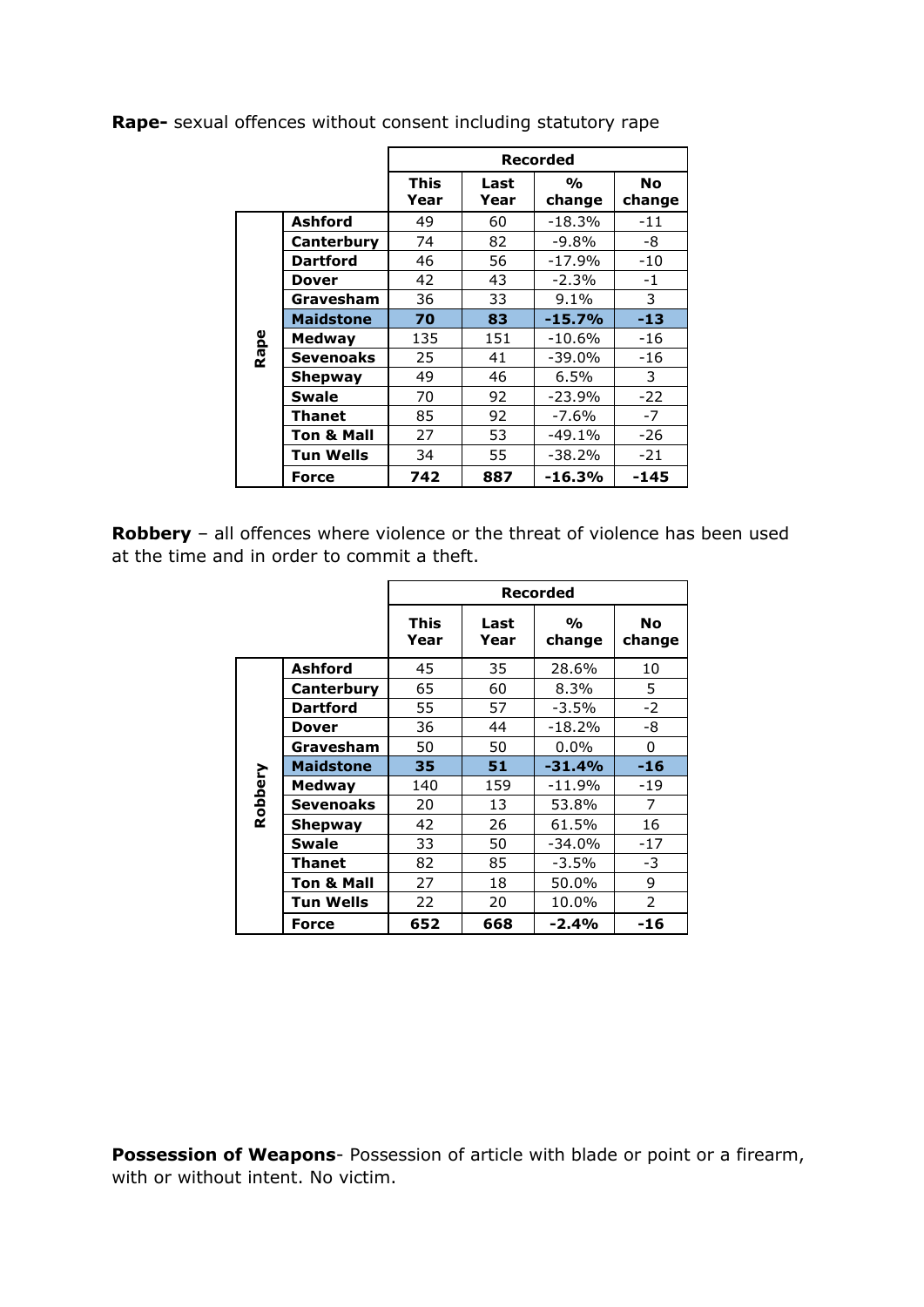**Rape-** sexual offences without consent including statutory rape

| | | Recorded | | | |
|---|---|---|---|---|---|
| | | **This Year** | **Last Year** | **% change** | **No change** |
| **Rape** | **Ashford** | 49 | 60 | -18.3% | -11 |
| | **Canterbury** | 74 | 82 | -9.8% | -8 |
| | **Dartford** | 46 | 56 | -17.9% | -10 |
| | **Dover** | 42 | 43 | -2.3% | -1 |
| | **Gravesham** | 36 | 33 | 9.1% | 3 |
| | **Maidstone** | **70** | **83** | **-15.7%** | **-13** |
| | **Medway** | 135 | 151 | -10.6% | -16 |
| | **Sevenoaks** | 25 | 41 | -39.0% | -16 |
| | **Shepway** | 49 | 46 | 6.5% | 3 |
| | **Swale** | 70 | 92 | -23.9% | -22 |
| | **Thanet** | 85 | 92 | -7.6% | -7 |
| | **Ton & Mall** | 27 | 53 | -49.1% | -26 |
| | **Tun Wells** | 34 | 55 | -38.2% | -21 |
| | **Force** | **742** | **887** | **-16.3%** | **-145** |

**Robbery** – all offences where violence or the threat of violence has been used at the time and in order to commit a theft.

| | | Recorded | | | |
|---|---|---|---|---|---|
| | | **This Year** | **Last Year** | **% change** | **No change** |
| **Robbery** | **Ashford** | 45 | 35 | 28.6% | 10 |
| | **Canterbury** | 65 | 60 | 8.3% | 5 |
| | **Dartford** | 55 | 57 | -3.5% | -2 |
| | **Dover** | 36 | 44 | -18.2% | -8 |
| | **Gravesham** | 50 | 50 | 0.0% | 0 |
| | **Maidstone** | **35** | **51** | **-31.4%** | **-16** |
| | **Medway** | 140 | 159 | -11.9% | -19 |
| | **Sevenoaks** | 20 | 13 | 53.8% | 7 |
| | **Shepway** | 42 | 26 | 61.5% | 16 |
| | **Swale** | 33 | 50 | -34.0% | -17 |
| | **Thanet** | 82 | 85 | -3.5% | -3 |
| | **Ton & Mall** | 27 | 18 | 50.0% | 9 |
| | **Tun Wells** | 22 | 20 | 10.0% | 2 |
| | **Force** | **652** | **668** | **-2.4%** | **-16** |

**Possession of Weapons**- Possession of article with blade or point or a firearm, with or without intent. No victim.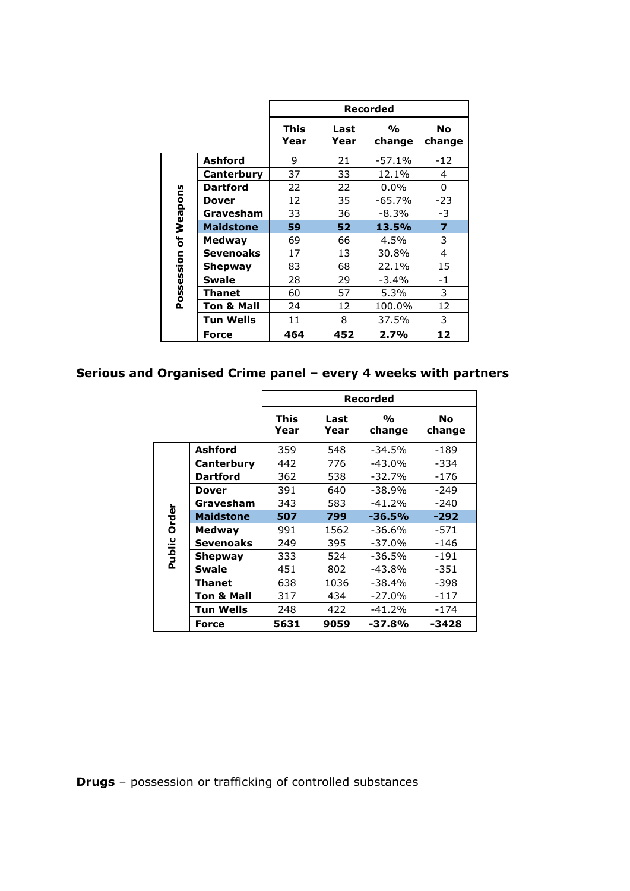| | | Recorded | | | |
|---|---|---|---|---|---|
| | | This Year | Last Year | % change | No change |
| Possession of Weapons | **Ashford** | 9 | 21 | -57.1% | -12 |
| | **Canterbury** | 37 | 33 | 12.1% | 4 |
| | **Dartford** | 22 | 22 | 0.0% | 0 |
| | **Dover** | 12 | 35 | -65.7% | -23 |
| | **Gravesham** | 33 | 36 | -8.3% | -3 |
| | **Maidstone** | **59** | **52** | **13.5%** | **7** |
| | **Medway** | 69 | 66 | 4.5% | 3 |
| | **Sevenoaks** | 17 | 13 | 30.8% | 4 |
| | **Shepway** | 83 | 68 | 22.1% | 15 |
| | **Swale** | 28 | 29 | -3.4% | -1 |
| | **Thanet** | 60 | 57 | 5.3% | 3 |
| | **Ton & Mall** | 24 | 12 | 100.0% | 12 |
| | **Tun Wells** | 11 | 8 | 37.5% | 3 |
| | **Force** | **464** | **452** | **2.7%** | **12** |

**Serious and Organised Crime panel – every 4 weeks with partners**

| | | Recorded | | | |
|---|---|---|---|---|---|
| | | This Year | Last Year | % change | No change |
| Public Order | **Ashford** | 359 | 548 | -34.5% | -189 |
| | **Canterbury** | 442 | 776 | -43.0% | -334 |
| | **Dartford** | 362 | 538 | -32.7% | -176 |
| | **Dover** | 391 | 640 | -38.9% | -249 |
| | **Gravesham** | 343 | 583 | -41.2% | -240 |
| | **Maidstone** | **507** | **799** | **-36.5%** | **-292** |
| | **Medway** | 991 | 1562 | -36.6% | -571 |
| | **Sevenoaks** | 249 | 395 | -37.0% | -146 |
| | **Shepway** | 333 | 524 | -36.5% | -191 |
| | **Swale** | 451 | 802 | -43.8% | -351 |
| | **Thanet** | 638 | 1036 | -38.4% | -398 |
| | **Ton & Mall** | 317 | 434 | -27.0% | -117 |
| | **Tun Wells** | 248 | 422 | -41.2% | -174 |
| | **Force** | **5631** | **9059** | **-37.8%** | **-3428** |

**Drugs** – possession or trafficking of controlled substances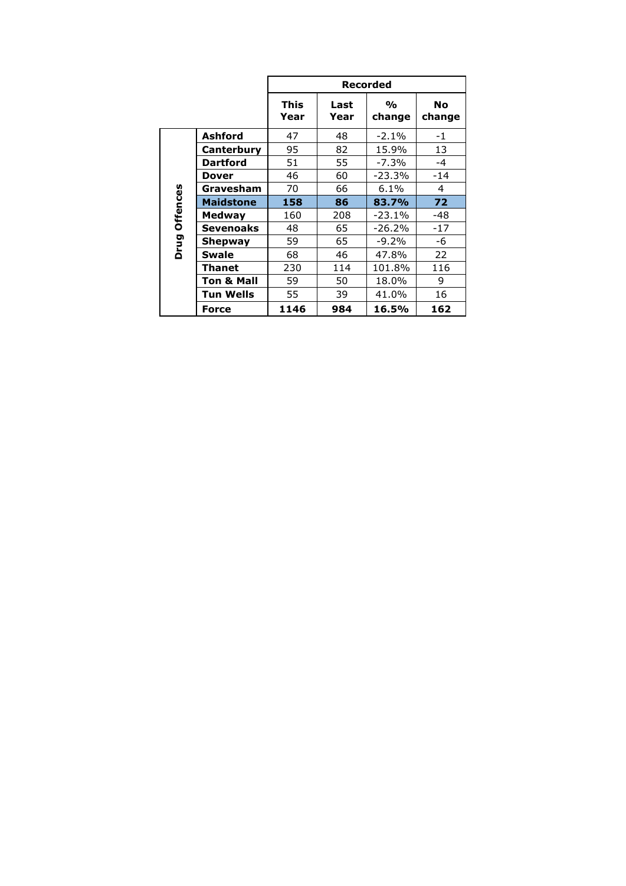| | | Recorded | | | |
|---|---|---|---|---|---|
| | | **This Year** | **Last Year** | **% change** | **No change** |
| **Drug Offences** | **Ashford** | 47 | 48 | -2.1% | -1 |
| | **Canterbury** | 95 | 82 | 15.9% | 13 |
| | **Dartford** | 51 | 55 | -7.3% | -4 |
| | **Dover** | 46 | 60 | -23.3% | -14 |
| | **Gravesham** | 70 | 66 | 6.1% | 4 |
| | **Maidstone** | **158** | **86** | **83.7%** | **72** |
| | **Medway** | 160 | 208 | -23.1% | -48 |
| | **Sevenoaks** | 48 | 65 | -26.2% | -17 |
| | **Shepway** | 59 | 65 | -9.2% | -6 |
| | **Swale** | 68 | 46 | 47.8% | 22 |
| | **Thanet** | 230 | 114 | 101.8% | 116 |
| | **Ton & Mall** | 59 | 50 | 18.0% | 9 |
| | **Tun Wells** | 55 | 39 | 41.0% | 16 |
| | **Force** | **1146** | **984** | **16.5%** | **162** |